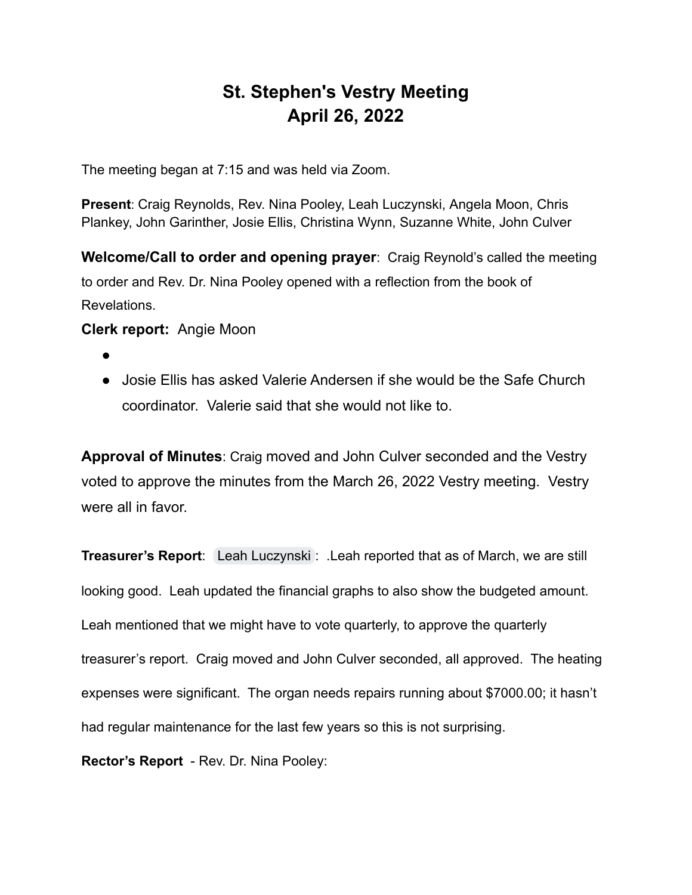# St. Stephen's Vestry Meeting
# April 26, 2022

The meeting began at 7:15 and was held via Zoom.

**Present**: Craig Reynolds, Rev. Nina Pooley, Leah Luczynski, Angela Moon, Chris Plankey, John Garinther, Josie Ellis, Christina Wynn, Suzanne White, John Culver

**Welcome/Call to order and opening prayer**: Craig Reynold's called the meeting to order and Rev. Dr. Nina Pooley opened with a reflection from the book of Revelations.

**Clerk report:** Angie Moon

- 
- Josie Ellis has asked Valerie Andersen if she would be the Safe Church coordinator. Valerie said that she would not like to.

**Approval of Minutes**: Craig moved and John Culver seconded and the Vestry voted to approve the minutes from the March 26, 2022 Vestry meeting. Vestry were all in favor.

**Treasurer's Report**: Leah Luczynski : .Leah reported that as of March, we are still looking good. Leah updated the financial graphs to also show the budgeted amount. Leah mentioned that we might have to vote quarterly, to approve the quarterly treasurer's report. Craig moved and John Culver seconded, all approved. The heating expenses were significant. The organ needs repairs running about $7000.00; it hasn't had regular maintenance for the last few years so this is not surprising.

**Rector's Report** - Rev. Dr. Nina Pooley: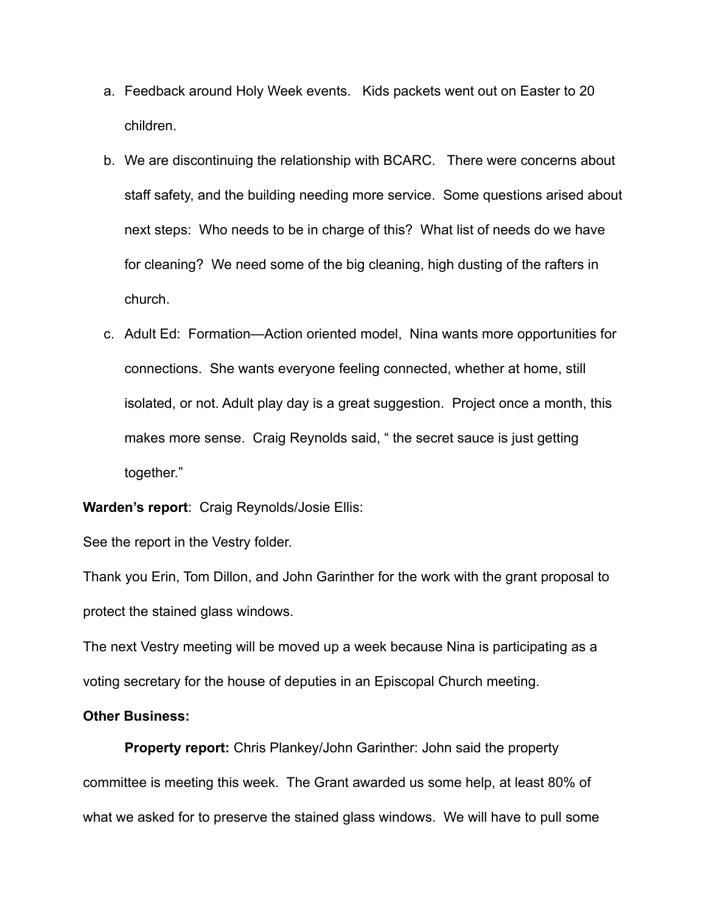a. Feedback around Holy Week events.  Kids packets went out on Easter to 20 children.
b. We are discontinuing the relationship with BCARC.  There were concerns about staff safety, and the building needing more service.  Some questions arised about next steps:  Who needs to be in charge of this?  What list of needs do we have for cleaning?  We need some of the big cleaning, high dusting of the rafters in church.
c. Adult Ed:  Formation—Action oriented model,  Nina wants more opportunities for connections.  She wants everyone feeling connected, whether at home, still isolated, or not. Adult play day is a great suggestion.  Project once a month, this makes more sense.  Craig Reynolds said, " the secret sauce is just getting together."

**Warden's report**:  Craig Reynolds/Josie Ellis:

See the report in the Vestry folder.

Thank you Erin, Tom Dillon, and John Garinther for the work with the grant proposal to protect the stained glass windows.

The next Vestry meeting will be moved up a week because Nina is participating as a voting secretary for the house of deputies in an Episcopal Church meeting.

**Other Business:**

**Property report:** Chris Plankey/John Garinther: John said the property committee is meeting this week.  The Grant awarded us some help, at least 80% of what we asked for to preserve the stained glass windows.  We will have to pull some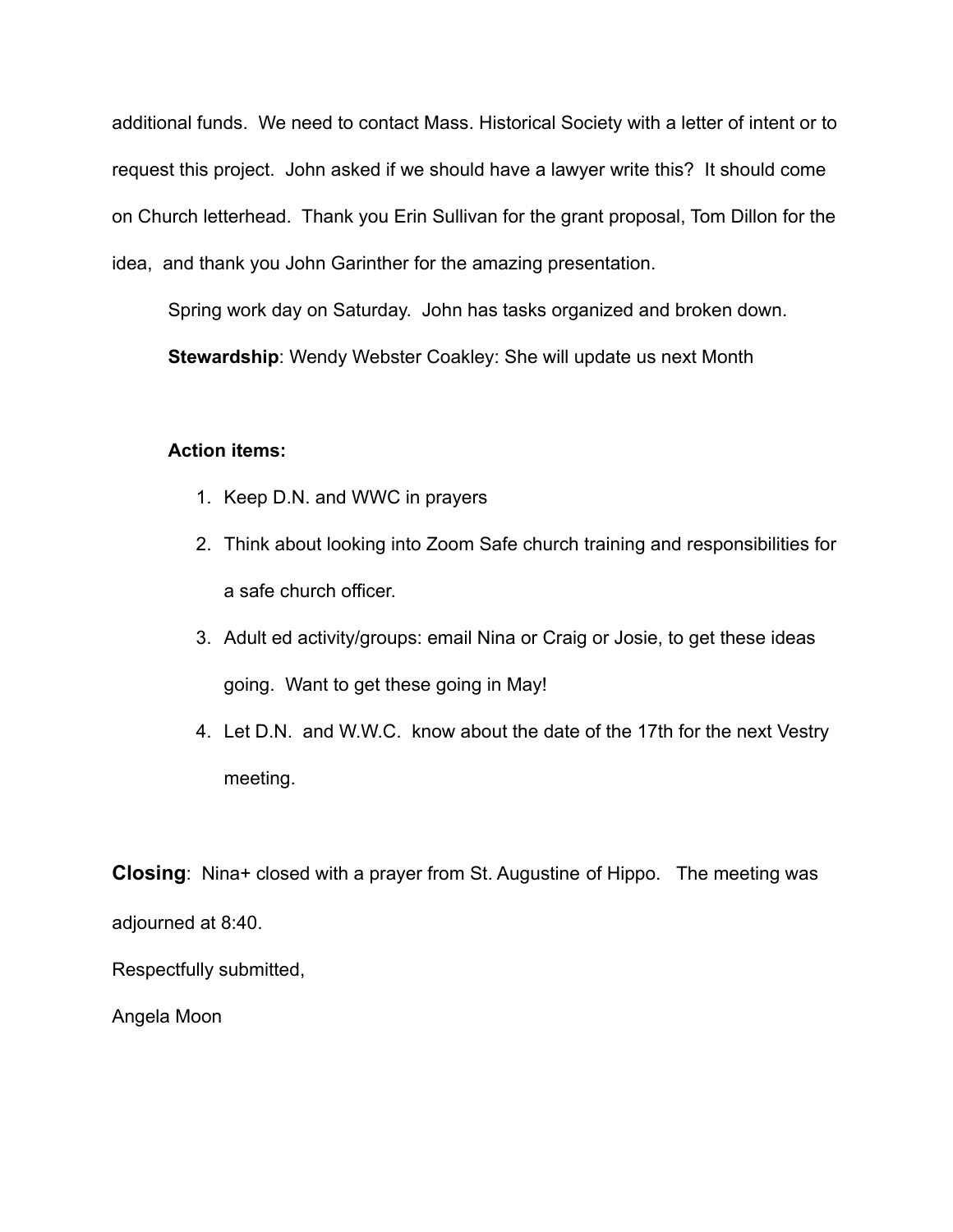additional funds. We need to contact Mass. Historical Society with a letter of intent or to request this project. John asked if we should have a lawyer write this? It should come on Church letterhead. Thank you Erin Sullivan for the grant proposal, Tom Dillon for the idea, and thank you John Garinther for the amazing presentation.

Spring work day on Saturday. John has tasks organized and broken down.

**Stewardship**: Wendy Webster Coakley: She will update us next Month

**Action items:**

1. Keep D.N. and WWC in prayers
2. Think about looking into Zoom Safe church training and responsibilities for a safe church officer.
3. Adult ed activity/groups: email Nina or Craig or Josie, to get these ideas going. Want to get these going in May!
4. Let D.N. and W.W.C. know about the date of the 17th for the next Vestry meeting.

**Closing**: Nina+ closed with a prayer from St. Augustine of Hippo. The meeting was adjourned at 8:40.

Respectfully submitted,

Angela Moon